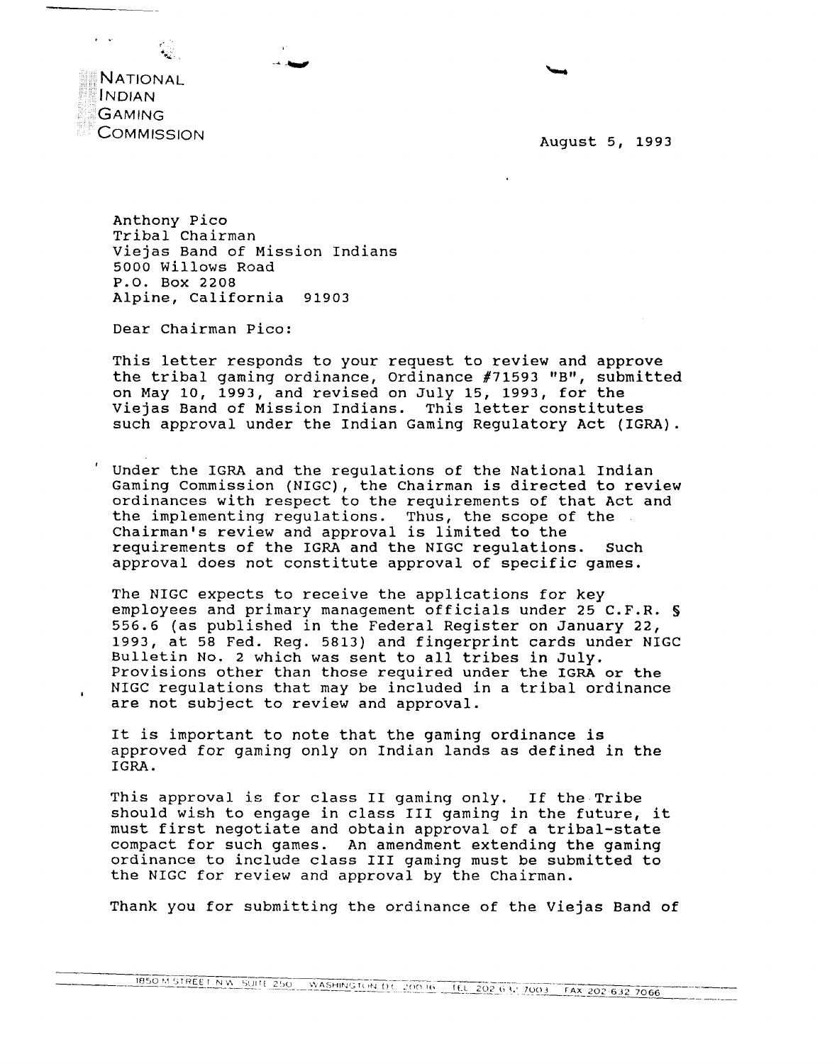NATIONAL
INDIAN
GAMING
COMMISSION

August 5, 1993

Anthony Pico
Tribal Chairman
Viejas Band of Mission Indians
5000 Willows Road
P.O. Box 2208
Alpine, California 91903

Dear Chairman Pico:

This letter responds to your request to review and approve the tribal gaming ordinance, Ordinance #71593 "B", submitted on May 10, 1993, and revised on July 15, 1993, for the Viejas Band of Mission Indians. This letter constitutes such approval under the Indian Gaming Regulatory Act (IGRA).

Under the IGRA and the regulations of the National Indian Gaming Commission (NIGC), the Chairman is directed to review ordinances with respect to the requirements of that Act and the implementing regulations. Thus, the scope of the Chairman's review and approval is limited to the requirements of the IGRA and the NIGC regulations. Such approval does not constitute approval of specific games.

The NIGC expects to receive the applications for key employees and primary management officials under 25 C.F.R. § 556.6 (as published in the Federal Register on January 22, 1993, at 58 Fed. Reg. 5813) and fingerprint cards under NIGC Bulletin No. 2 which was sent to all tribes in July. Provisions other than those required under the IGRA or the NIGC regulations that may be included in a tribal ordinance are not subject to review and approval.

It is important to note that the gaming ordinance is approved for gaming only on Indian lands as defined in the IGRA.

This approval is for class II gaming only. If the Tribe should wish to engage in class III gaming in the future, it must first negotiate and obtain approval of a tribal-state compact for such games. An amendment extending the gaming ordinance to include class III gaming must be submitted to the NIGC for review and approval by the Chairman.

Thank you for submitting the ordinance of the Viejas Band of

1850 M STREET N.W. SUITE 250 WASHINGTON D.C. 20036 TEL 202 632 7003 FAX 202 632 7066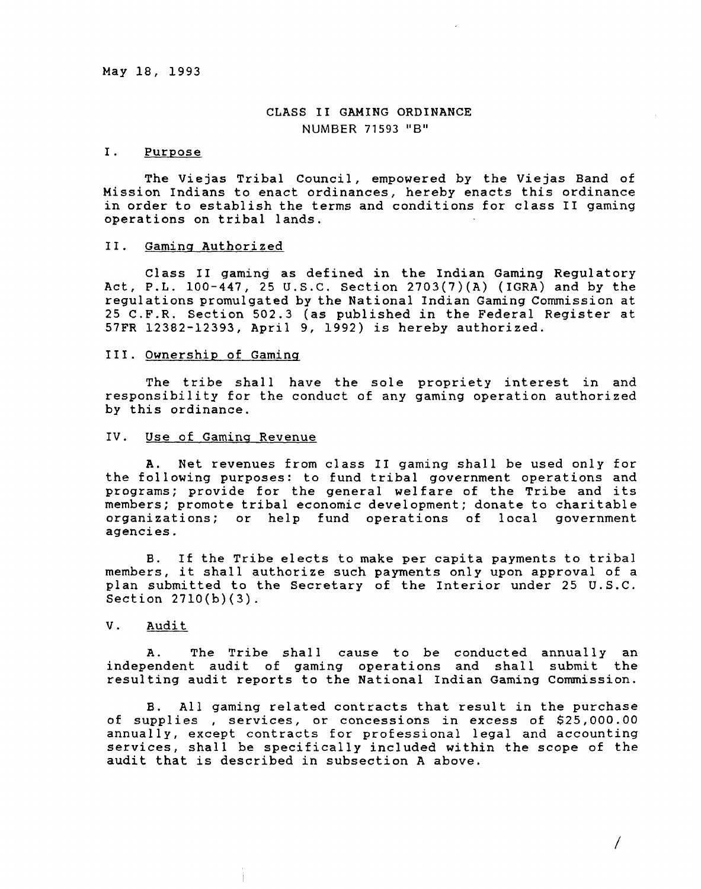May 18, 1993

# CLASS II GAMING ORDINANCE
## NUMBER 71593 "B"

### I. Purpose

The Viejas Tribal Council, empowered by the Viejas Band of Mission Indians to enact ordinances, hereby enacts this ordinance in order to establish the terms and conditions for class II gaming operations on tribal lands.

### II. Gaming Authorized

Class II gaming as defined in the Indian Gaming Regulatory Act, P.L. 100-447, 25 U.S.C. Section 2703(7)(A) (IGRA) and by the regulations promulgated by the National Indian Gaming Commission at 25 C.F.R. Section 502.3 (as published in the Federal Register at 57FR 12382-12393, April 9, 1992) is hereby authorized.

### III. Ownership of Gaming

The tribe shall have the sole propriety interest in and responsibility for the conduct of any gaming operation authorized by this ordinance.

### IV. Use of Gaming Revenue

A. Net revenues from class II gaming shall be used only for the following purposes: to fund tribal government operations and programs; provide for the general welfare of the Tribe and its members; promote tribal economic development; donate to charitable organizations; or help fund operations of local government agencies.

B. If the Tribe elects to make per capita payments to tribal members, it shall authorize such payments only upon approval of a plan submitted to the Secretary of the Interior under 25 U.S.C. Section 2710(b)(3).

### V. Audit

A. The Tribe shall cause to be conducted annually an independent audit of gaming operations and shall submit the resulting audit reports to the National Indian Gaming Commission.

B. All gaming related contracts that result in the purchase of supplies , services, or concessions in excess of $25,000.00 annually, except contracts for professional legal and accounting services, shall be specifically included within the scope of the audit that is described in subsection A above.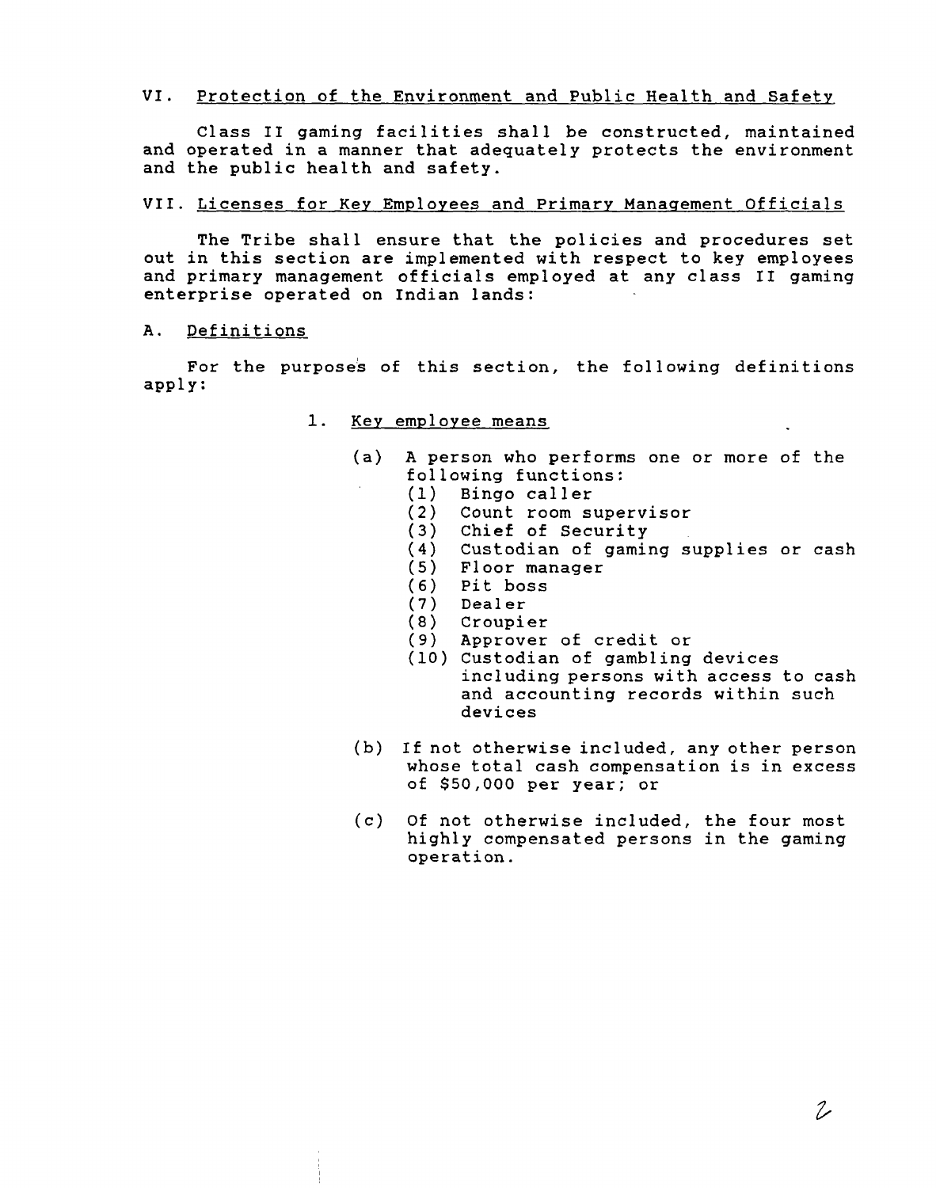## VI. Protection of the Environment and Public Health and Safety

Class II gaming facilities shall be constructed, maintained and operated in a manner that adequately protects the environment and the public health and safety.

## VII. Licenses for Key Employees and Primary Management Officials

The Tribe shall ensure that the policies and procedures set out in this section are implemented with respect to key employees and primary management officials employed at any class II gaming enterprise operated on Indian lands:

### A. Definitions

For the purposes of this section, the following definitions apply:

1. Key employee means

   (a) A person who performs one or more of the following functions:
   - (1) Bingo caller
   - (2) Count room supervisor
   - (3) Chief of Security
   - (4) Custodian of gaming supplies or cash
   - (5) Floor manager
   - (6) Pit boss
   - (7) Dealer
   - (8) Croupier
   - (9) Approver of credit or
   - (10) Custodian of gambling devices including persons with access to cash and accounting records within such devices

   (b) If not otherwise included, any other person whose total cash compensation is in excess of $50,000 per year; or

   (c) Of not otherwise included, the four most highly compensated persons in the gaming operation.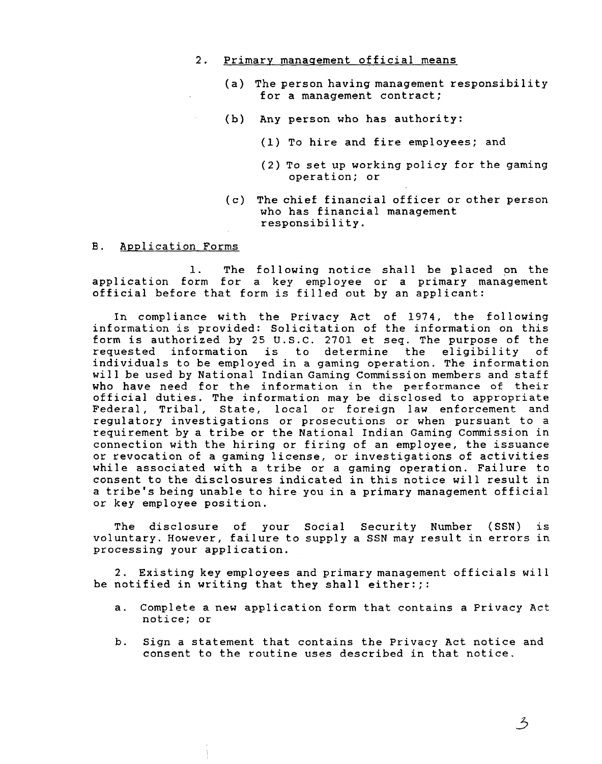2. Primary management official means

   (a) The person having management responsibility for a management contract;

   (b) Any person who has authority:

      (1) To hire and fire employees; and

      (2) To set up working policy for the gaming operation; or

   (c) The chief financial officer or other person who has financial management responsibility.

B. Application Forms

1. The following notice shall be placed on the application form for a key employee or a primary management official before that form is filled out by an applicant:

In compliance with the Privacy Act of 1974, the following information is provided: Solicitation of the information on this form is authorized by 25 U.S.C. 2701 et seq. The purpose of the requested information is to determine the eligibility of individuals to be employed in a gaming operation. The information will be used by National Indian Gaming Commission members and staff who have need for the information in the performance of their official duties. The information may be disclosed to appropriate Federal, Tribal, State, local or foreign law enforcement and regulatory investigations or prosecutions or when pursuant to a requirement by a tribe or the National Indian Gaming Commission in connection with the hiring or firing of an employee, the issuance or revocation of a gaming license, or investigations of activities while associated with a tribe or a gaming operation. Failure to consent to the disclosures indicated in this notice will result in a tribe's being unable to hire you in a primary management official or key employee position.

The disclosure of your Social Security Number (SSN) is voluntary. However, failure to supply a SSN may result in errors in processing your application.

2. Existing key employees and primary management officials will be notified in writing that they shall either:;:

   a. Complete a new application form that contains a Privacy Act notice; or

   b. Sign a statement that contains the Privacy Act notice and consent to the routine uses described in that notice.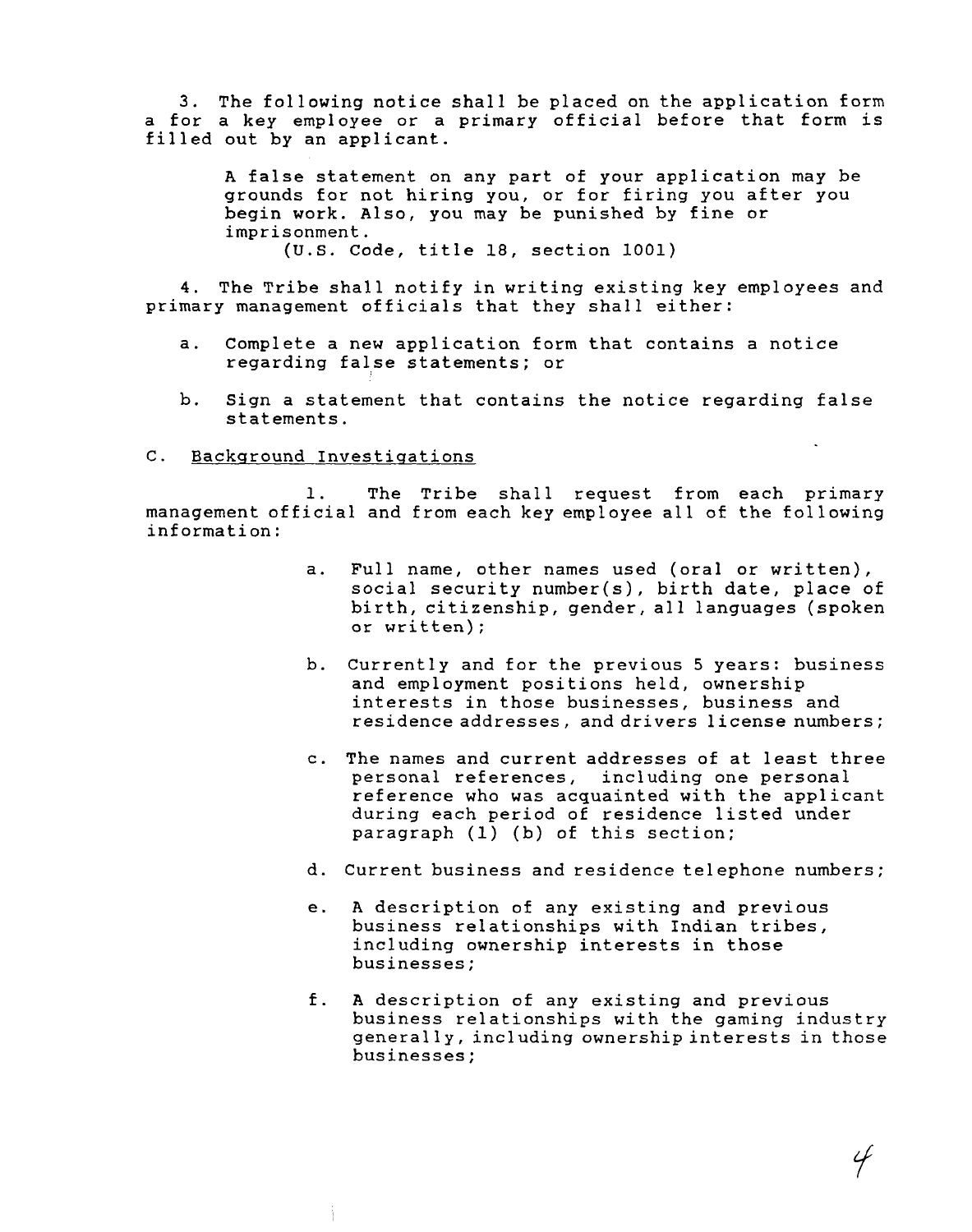3. The following notice shall be placed on the application form a for a key employee or a primary official before that form is filled out by an applicant.

> A false statement on any part of your application may be grounds for not hiring you, or for firing you after you begin work. Also, you may be punished by fine or imprisonment.
> (U.S. Code, title 18, section 1001)

4. The Tribe shall notify in writing existing key employees and primary management officials that they shall either:

   a. Complete a new application form that contains a notice regarding false statements; or

   b. Sign a statement that contains the notice regarding false statements.

C. <u>Background Investigations</u>

1. The Tribe shall request from each primary management official and from each key employee all of the following information:

   a. Full name, other names used (oral or written), social security number(s), birth date, place of birth, citizenship, gender, all languages (spoken or written);

   b. Currently and for the previous 5 years: business and employment positions held, ownership interests in those businesses, business and residence addresses, and drivers license numbers;

   c. The names and current addresses of at least three personal references, including one personal reference who was acquainted with the applicant during each period of residence listed under paragraph (1) (b) of this section;

   d. Current business and residence telephone numbers;

   e. A description of any existing and previous business relationships with Indian tribes, including ownership interests in those businesses;

   f. A description of any existing and previous business relationships with the gaming industry generally, including ownership interests in those businesses;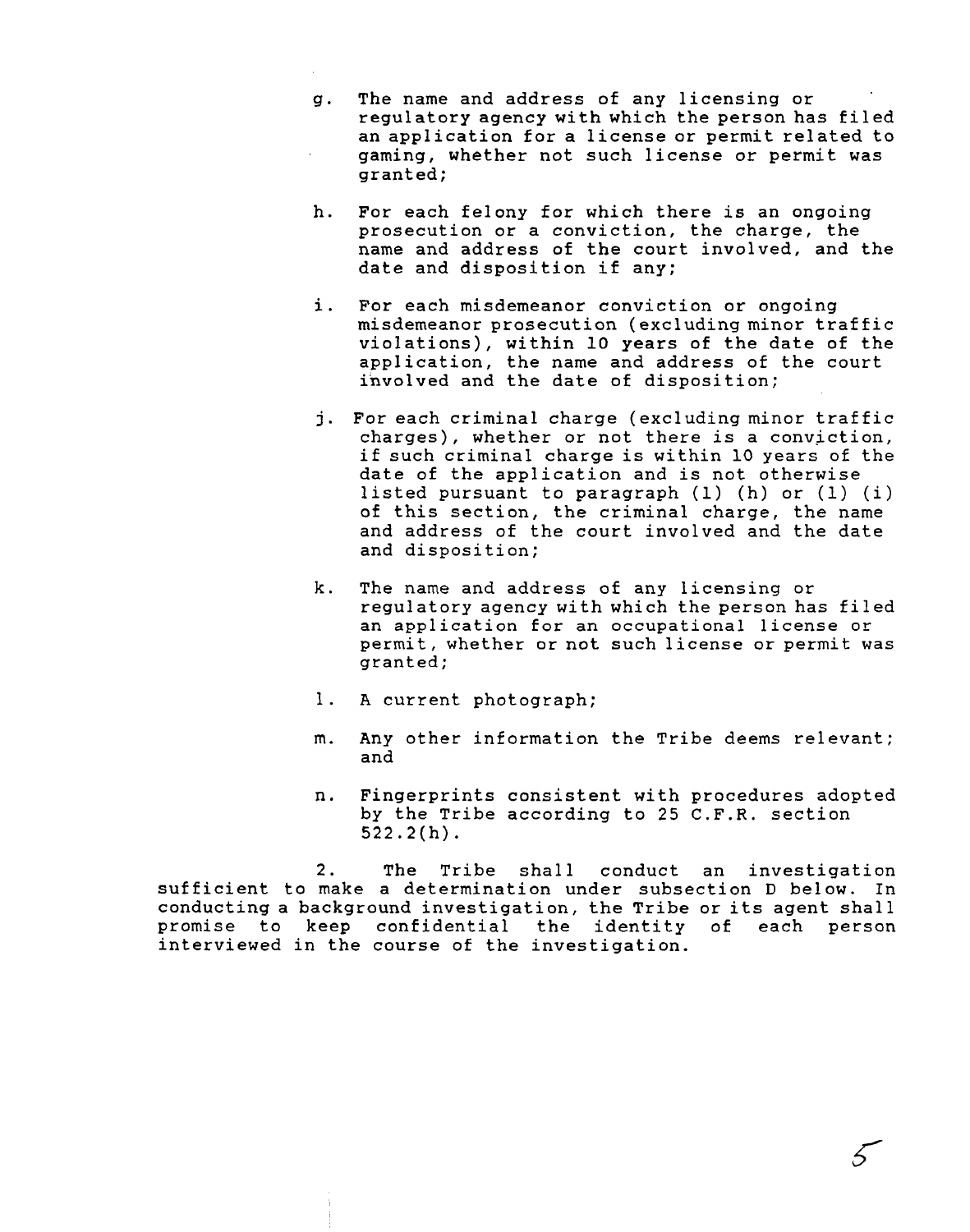g. The name and address of any licensing or regulatory agency with which the person has filed an application for a license or permit related to gaming, whether not such license or permit was granted;

h. For each felony for which there is an ongoing prosecution or a conviction, the charge, the name and address of the court involved, and the date and disposition if any;

i. For each misdemeanor conviction or ongoing misdemeanor prosecution (excluding minor traffic violations), within 10 years of the date of the application, the name and address of the court involved and the date of disposition;

j. For each criminal charge (excluding minor traffic charges), whether or not there is a conviction, if such criminal charge is within 10 years of the date of the application and is not otherwise listed pursuant to paragraph (1) (h) or (1) (i) of this section, the criminal charge, the name and address of the court involved and the date and disposition;

k. The name and address of any licensing or regulatory agency with which the person has filed an application for an occupational license or permit, whether or not such license or permit was granted;

l. A current photograph;

m. Any other information the Tribe deems relevant; and

n. Fingerprints consistent with procedures adopted by the Tribe according to 25 C.F.R. section 522.2(h).

2. The Tribe shall conduct an investigation sufficient to make a determination under subsection D below. In conducting a background investigation, the Tribe or its agent shall promise to keep confidential the identity of each person interviewed in the course of the investigation.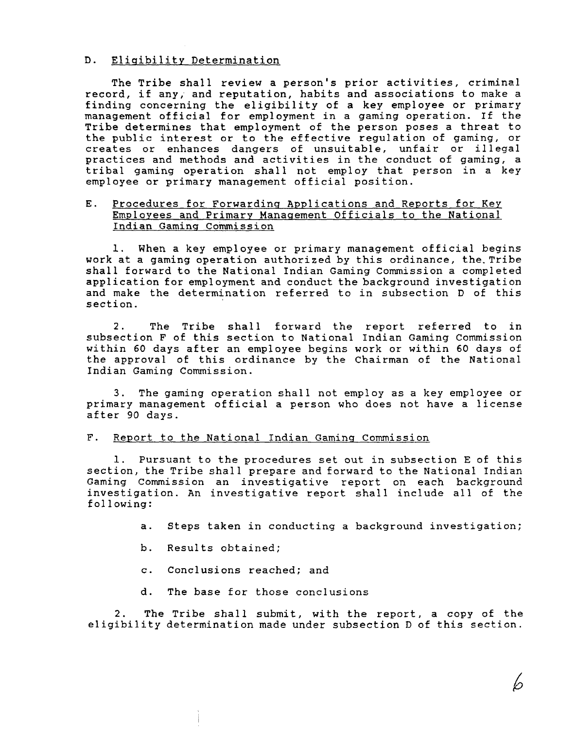## D. Eligibility Determination

The Tribe shall review a person's prior activities, criminal record, if any, and reputation, habits and associations to make a finding concerning the eligibility of a key employee or primary management official for employment in a gaming operation. If the Tribe determines that employment of the person poses a threat to the public interest or to the effective regulation of gaming, or creates or enhances dangers of unsuitable, unfair or illegal practices and methods and activities in the conduct of gaming, a tribal gaming operation shall not employ that person in a key employee or primary management official position.

## E. Procedures for Forwarding Applications and Reports for Key Employees and Primary Management Officials to the National Indian Gaming Commission

1. When a key employee or primary management official begins work at a gaming operation authorized by this ordinance, the Tribe shall forward to the National Indian Gaming Commission a completed application for employment and conduct the background investigation and make the determination referred to in subsection D of this section.

2. The Tribe shall forward the report referred to in subsection F of this section to National Indian Gaming Commission within 60 days after an employee begins work or within 60 days of the approval of this ordinance by the Chairman of the National Indian Gaming Commission.

3. The gaming operation shall not employ as a key employee or primary management official a person who does not have a license after 90 days.

## F. Report to the National Indian Gaming Commission

1. Pursuant to the procedures set out in subsection E of this section, the Tribe shall prepare and forward to the National Indian Gaming Commission an investigative report on each background investigation. An investigative report shall include all of the following:

   a. Steps taken in conducting a background investigation;

   b. Results obtained;

   c. Conclusions reached; and

   d. The base for those conclusions

2. The Tribe shall submit, with the report, a copy of the eligibility determination made under subsection D of this section.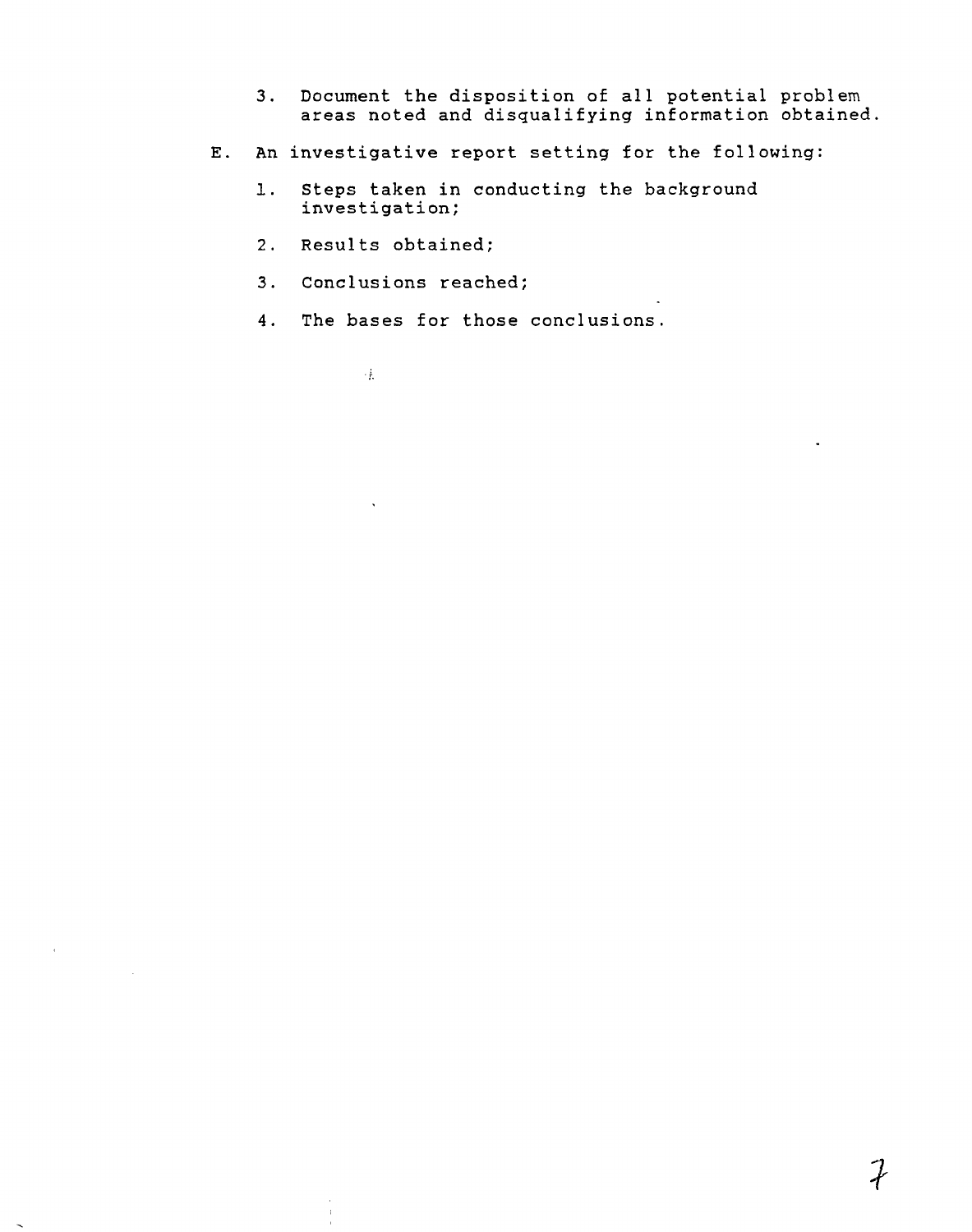3. Document the disposition of all potential problem areas noted and disqualifying information obtained.

E. An investigative report setting for the following:

   1. Steps taken in conducting the background investigation;

   2. Results obtained;

   3. Conclusions reached;

   4. The bases for those conclusions.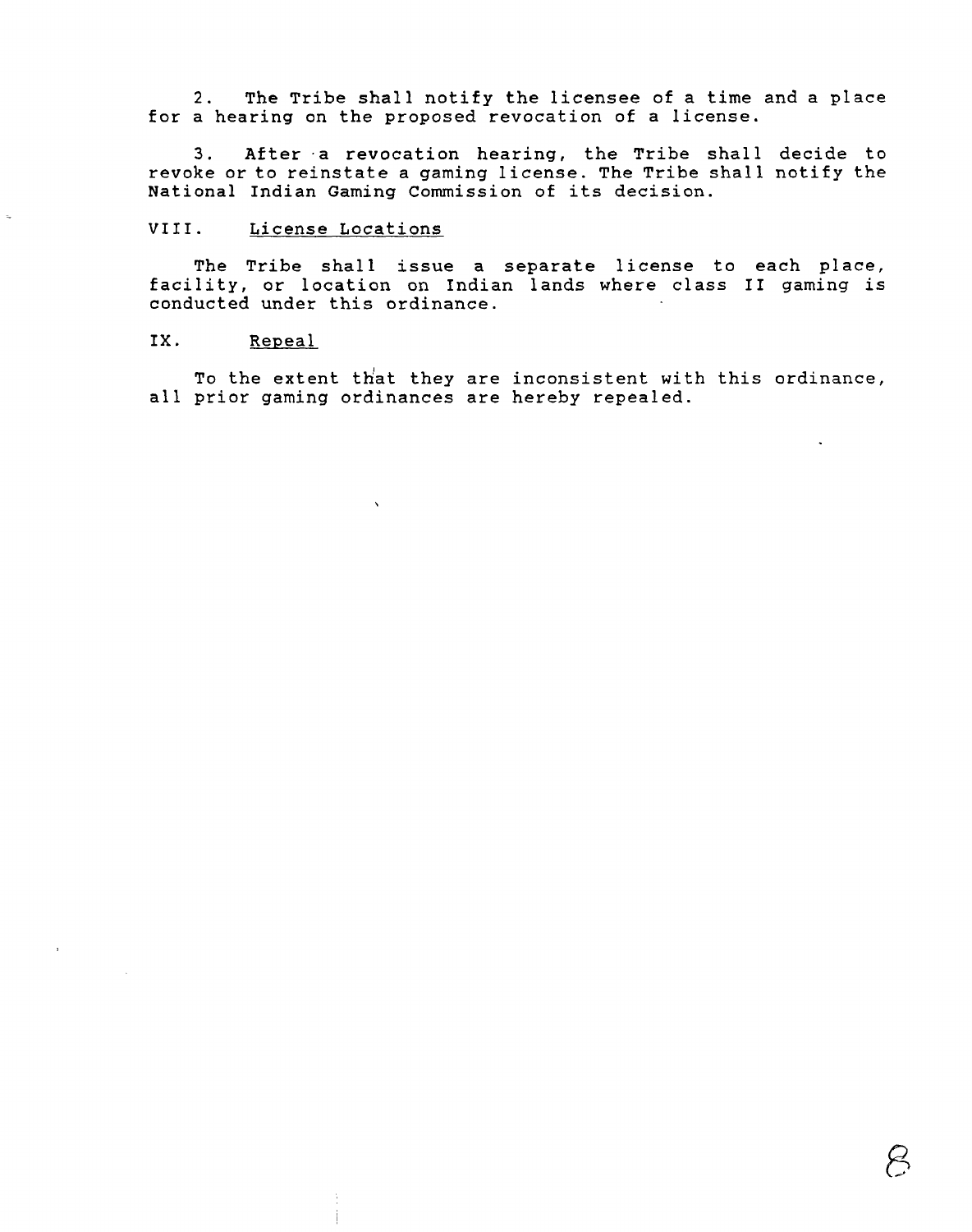2. The Tribe shall notify the licensee of a time and a place for a hearing on the proposed revocation of a license.

3. After a revocation hearing, the Tribe shall decide to revoke or to reinstate a gaming license. The Tribe shall notify the National Indian Gaming Commission of its decision.

## VIII. License Locations

The Tribe shall issue a separate license to each place, facility, or location on Indian lands where class II gaming is conducted under this ordinance.

## IX. Repeal

To the extent that they are inconsistent with this ordinance, all prior gaming ordinances are hereby repealed.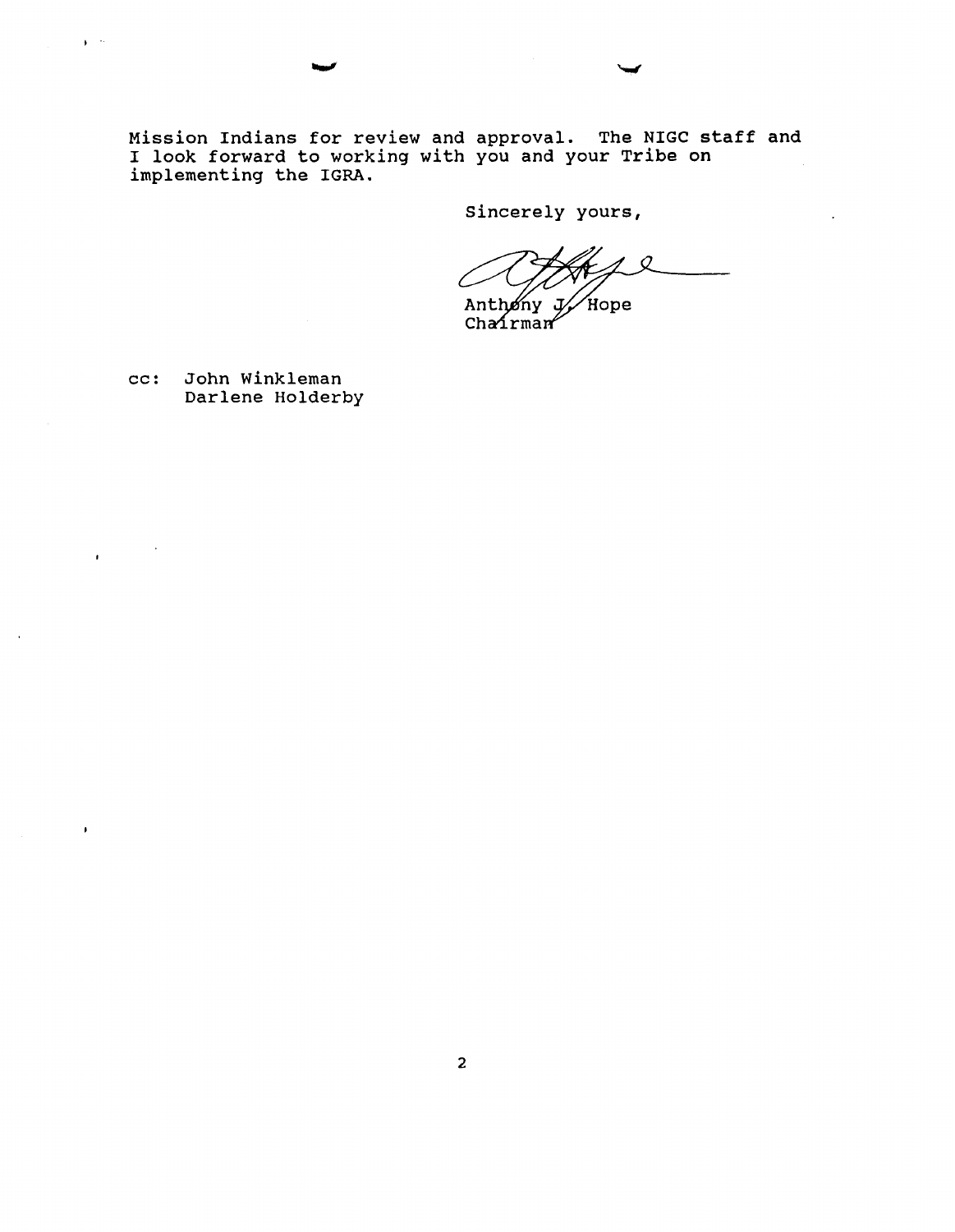Mission Indians for review and approval. The NIGC staff and I look forward to working with you and your Tribe on implementing the IGRA.

Sincerely yours,

Anthony J. Hope
Chairman

cc: John Winkleman
Darlene Holderby